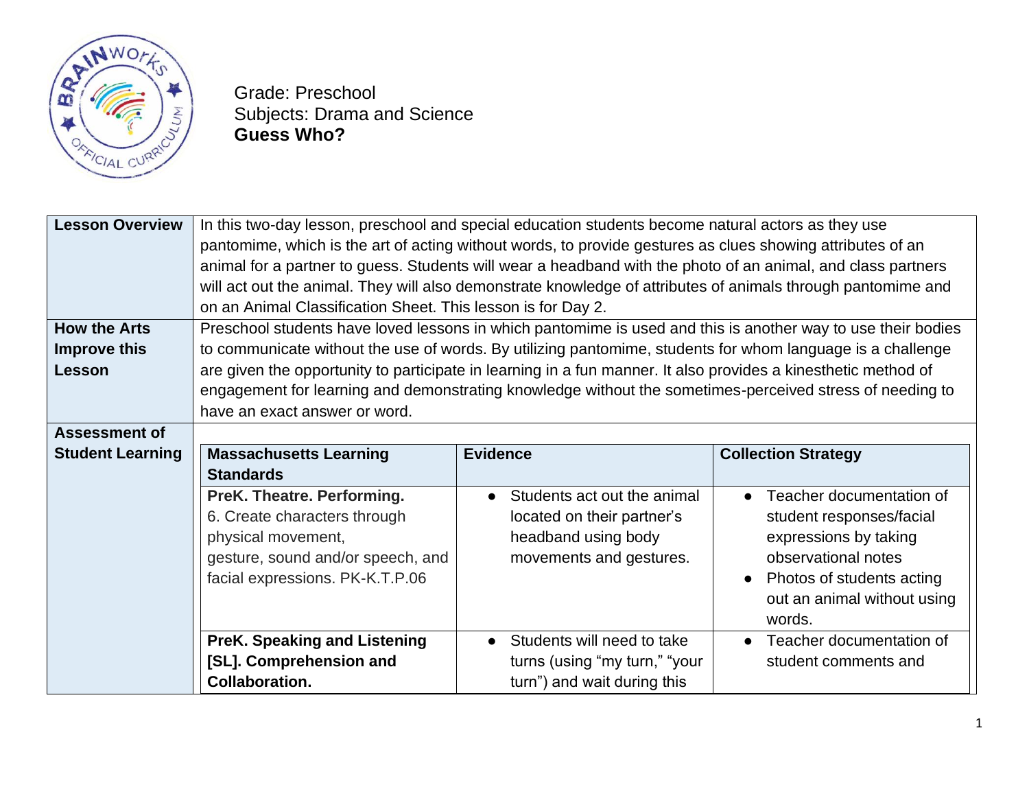Grade: Preschool
Subjects: Drama and Science
**Guess Who?**

| **Lesson Overview** | In this two-day lesson, preschool and special education students become natural actors as they use pantomime, which is the art of acting without words, to provide gestures as clues showing attributes of an animal for a partner to guess. Students will wear a headband with the photo of an animal, and class partners will act out the animal. They will also demonstrate knowledge of attributes of animals through pantomime and on an Animal Classification Sheet. This lesson is for Day 2. |
|---|---|
| **How the Arts Improve this Lesson** | Preschool students have loved lessons in which pantomime is used and this is another way to use their bodies to communicate without the use of words. By utilizing pantomime, students for whom language is a challenge are given the opportunity to participate in learning in a fun manner. It also provides a kinesthetic method of engagement for learning and demonstrating knowledge without the sometimes-perceived stress of needing to have an exact answer or word. |
| **Assessment of Student Learning** | |

| **Massachusetts Learning Standards** | **Evidence** | **Collection Strategy** |
|---|---|---|
| **PreK. Theatre. Performing.** 6. Create characters through physical movement, gesture, sound and/or speech, and facial expressions. PK-K.T.P.06 | • Students act out the animal located on their partner's headband using body movements and gestures. | • Teacher documentation of student responses/facial expressions by taking observational notes<br>• Photos of students acting out an animal without using words. |
| **PreK. Speaking and Listening [SL]. Comprehension and Collaboration.** | • Students will need to take turns (using "my turn," "your turn") and wait during this | • Teacher documentation of student comments and |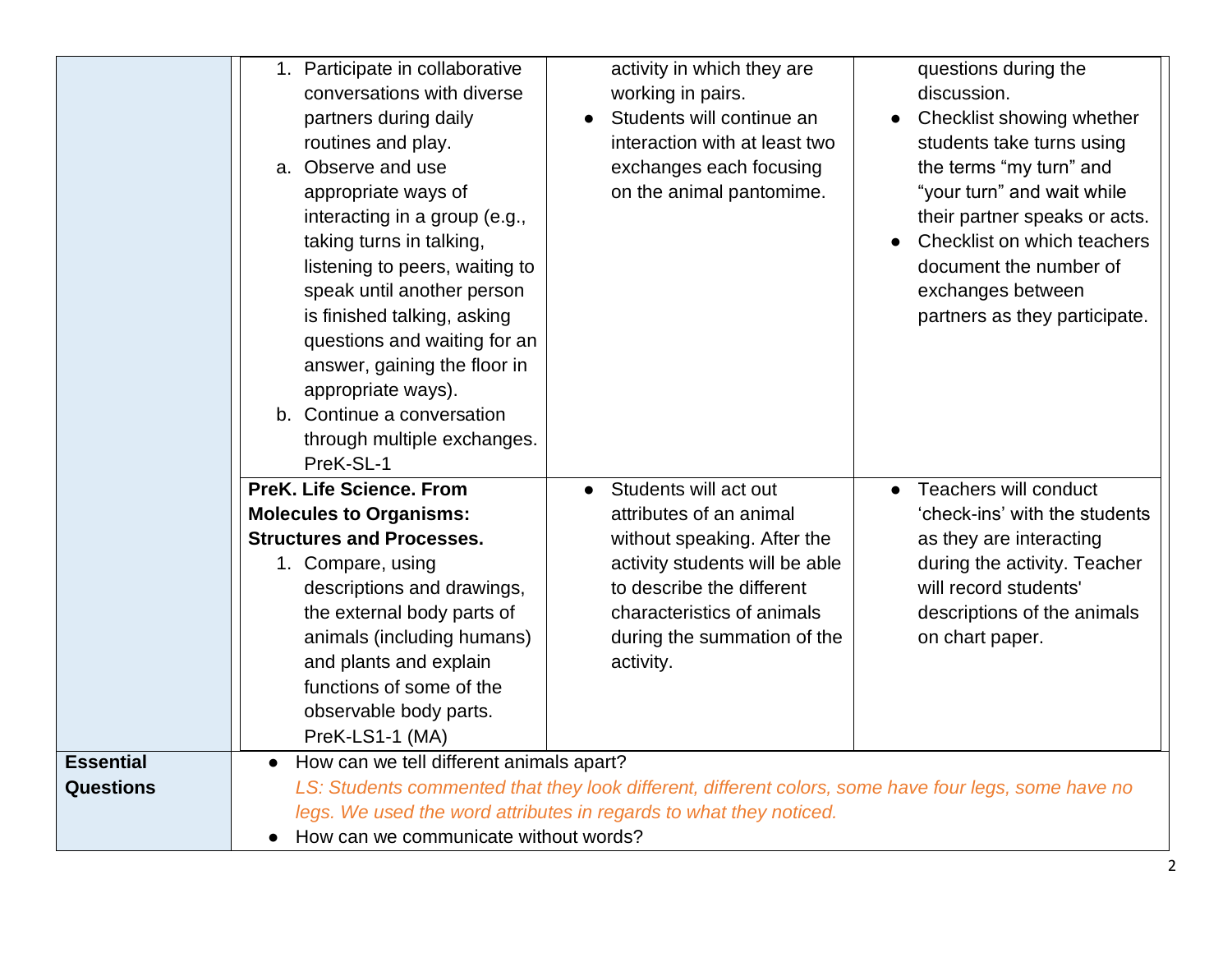| | | | |
|---|---|---|---|
| | 1. Participate in collaborative conversations with diverse partners during daily routines and play.<br>a. Observe and use appropriate ways of interacting in a group (e.g., taking turns in talking, listening to peers, waiting to speak until another person is finished talking, asking questions and waiting for an answer, gaining the floor in appropriate ways).<br>b. Continue a conversation through multiple exchanges. PreK-SL-1 | activity in which they are working in pairs.<br>• Students will continue an interaction with at least two exchanges each focusing on the animal pantomime. | questions during the discussion.<br>• Checklist showing whether students take turns using the terms "my turn" and "your turn" and wait while their partner speaks or acts.<br>• Checklist on which teachers document the number of exchanges between partners as they participate. |
| | **PreK. Life Science. From Molecules to Organisms: Structures and Processes.**<br>1. Compare, using descriptions and drawings, the external body parts of animals (including humans) and plants and explain functions of some of the observable body parts. PreK-LS1-1 (MA) | • Students will act out attributes of an animal without speaking. After the activity students will be able to describe the different characteristics of animals during the summation of the activity. | • Teachers will conduct 'check-ins' with the students as they are interacting during the activity. Teacher will record students' descriptions of the animals on chart paper. |
| **Essential Questions** | • How can we tell different animals apart?<br>*LS: Students commented that they look different, different colors, some have four legs, some have no legs. We used the word attributes in regards to what they noticed.*<br>• How can we communicate without words? | | |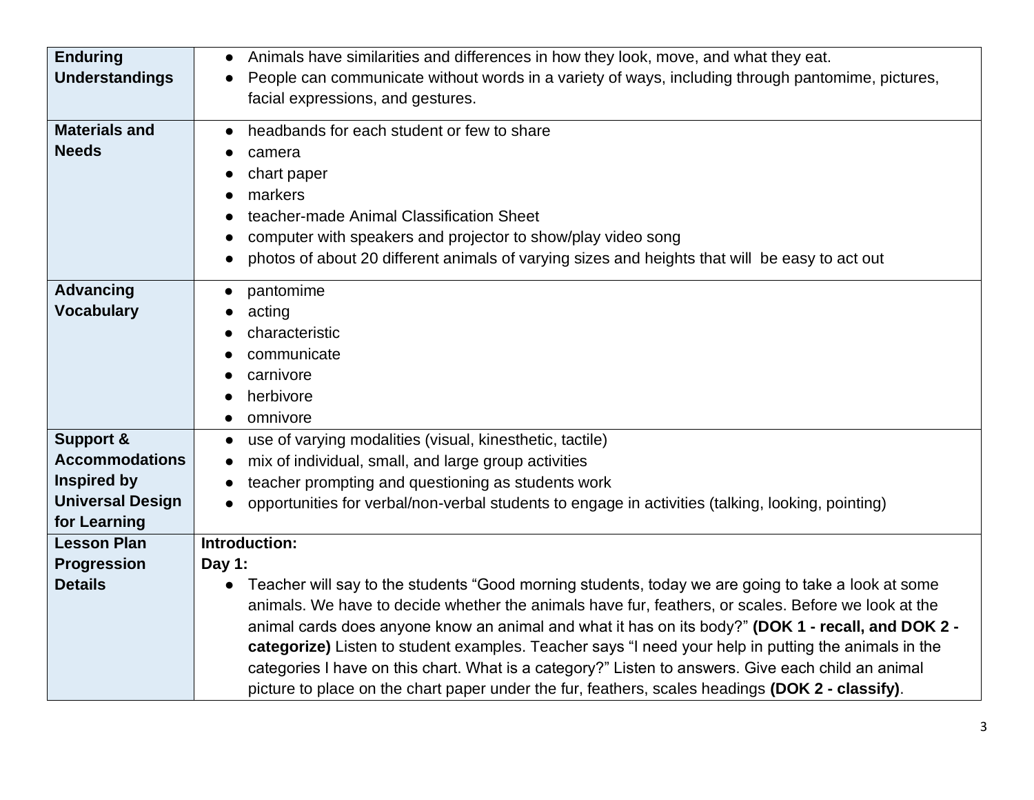| | |
|---|---|
| **Enduring Understandings** | • Animals have similarities and differences in how they look, move, and what they eat.<br>• People can communicate without words in a variety of ways, including through pantomime, pictures, facial expressions, and gestures. |
| **Materials and Needs** | • headbands for each student or few to share<br>• camera<br>• chart paper<br>• markers<br>• teacher-made Animal Classification Sheet<br>• computer with speakers and projector to show/play video song<br>• photos of about 20 different animals of varying sizes and heights that will be easy to act out |
| **Advancing Vocabulary** | • pantomime<br>• acting<br>• characteristic<br>• communicate<br>• carnivore<br>• herbivore<br>• omnivore |
| **Support & Accommodations Inspired by Universal Design for Learning** | • use of varying modalities (visual, kinesthetic, tactile)<br>• mix of individual, small, and large group activities<br>• teacher prompting and questioning as students work<br>• opportunities for verbal/non-verbal students to engage in activities (talking, looking, pointing) |
| **Lesson Plan Progression Details** | **Introduction:**<br>**Day 1:**<br>• Teacher will say to the students "Good morning students, today we are going to take a look at some animals. We have to decide whether the animals have fur, feathers, or scales. Before we look at the animal cards does anyone know an animal and what it has on its body?" **(DOK 1 - recall, and DOK 2 - categorize)** Listen to student examples. Teacher says "I need your help in putting the animals in the categories I have on this chart. What is a category?" Listen to answers. Give each child an animal picture to place on the chart paper under the fur, feathers, scales headings **(DOK 2 - classify)**. |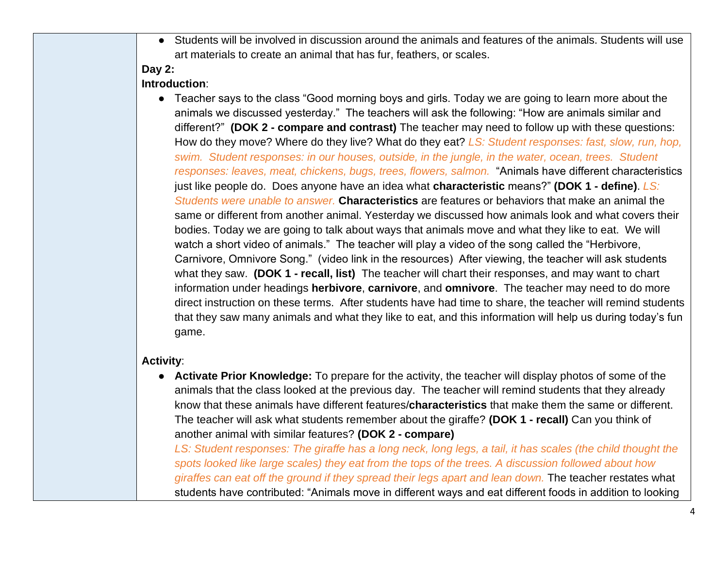- Students will be involved in discussion around the animals and features of the animals. Students will use art materials to create an animal that has fur, feathers, or scales.

**Day 2:**

**Introduction**:

- Teacher says to the class "Good morning boys and girls. Today we are going to learn more about the animals we discussed yesterday." The teachers will ask the following: "How are animals similar and different?" **(DOK 2 - compare and contrast)** The teacher may need to follow up with these questions: How do they move? Where do they live? What do they eat? *LS: Student responses: fast, slow, run, hop, swim. Student responses: in our houses, outside, in the jungle, in the water, ocean, trees. Student responses: leaves, meat, chickens, bugs, trees, flowers, salmon.* "Animals have different characteristics just like people do. Does anyone have an idea what **characteristic** means?" **(DOK 1 - define)**. *LS: Students were unable to answer.* **Characteristics** are features or behaviors that make an animal the same or different from another animal. Yesterday we discussed how animals look and what covers their bodies. Today we are going to talk about ways that animals move and what they like to eat. We will watch a short video of animals." The teacher will play a video of the song called the "Herbivore, Carnivore, Omnivore Song." (video link in the resources) After viewing, the teacher will ask students what they saw. **(DOK 1 - recall, list)** The teacher will chart their responses, and may want to chart information under headings **herbivore**, **carnivore**, and **omnivore**. The teacher may need to do more direct instruction on these terms. After students have had time to share, the teacher will remind students that they saw many animals and what they like to eat, and this information will help us during today's fun game.

**Activity**:

- **Activate Prior Knowledge:** To prepare for the activity, the teacher will display photos of some of the animals that the class looked at the previous day. The teacher will remind students that they already know that these animals have different features/**characteristics** that make them the same or different. The teacher will ask what students remember about the giraffe? **(DOK 1 - recall)** Can you think of another animal with similar features? **(DOK 2 - compare)**
  *LS: Student responses: The giraffe has a long neck, long legs, a tail, it has scales (the child thought the spots looked like large scales) they eat from the tops of the trees. A discussion followed about how giraffes can eat off the ground if they spread their legs apart and lean down.* The teacher restates what students have contributed: "Animals move in different ways and eat different foods in addition to looking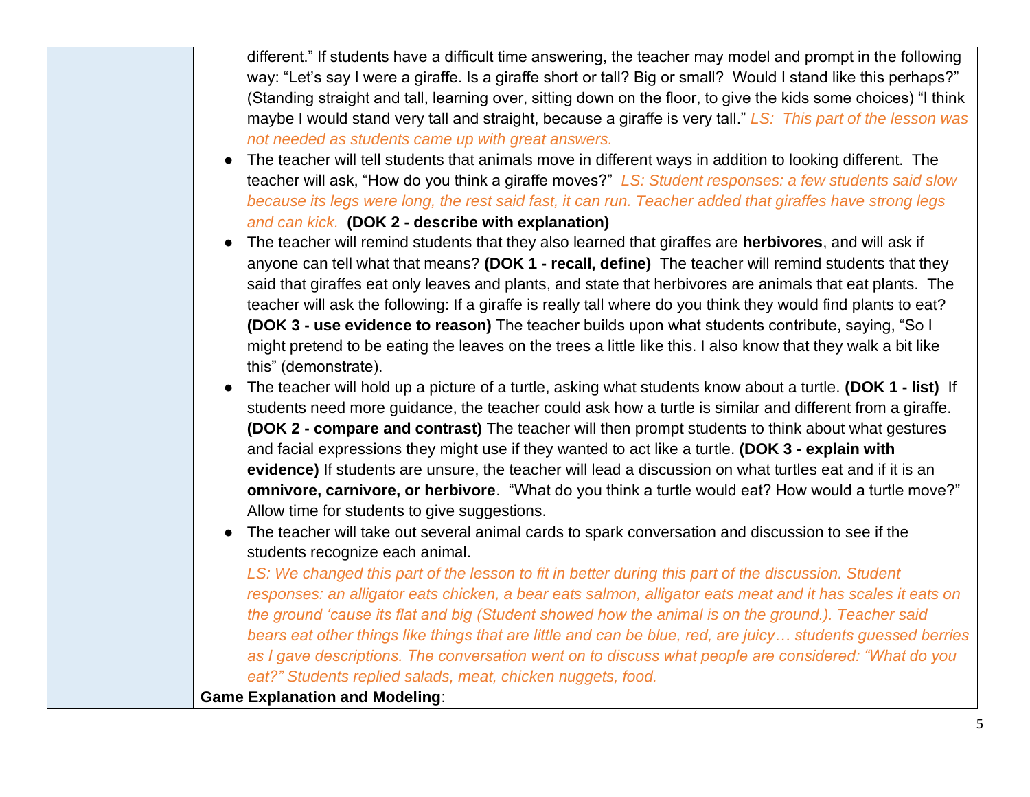different." If students have a difficult time answering, the teacher may model and prompt in the following way: "Let's say I were a giraffe. Is a giraffe short or tall? Big or small?  Would I stand like this perhaps?" (Standing straight and tall, learning over, sitting down on the floor, to give the kids some choices) "I think maybe I would stand very tall and straight, because a giraffe is very tall." *LS:  This part of the lesson was not needed as students came up with great answers.*

- The teacher will tell students that animals move in different ways in addition to looking different.  The teacher will ask, "How do you think a giraffe moves?"  *LS: Student responses: a few students said slow because its legs were long, the rest said fast, it can run. Teacher added that giraffes have strong legs and can kick.*  **(DOK 2 - describe with explanation)**
- The teacher will remind students that they also learned that giraffes are **herbivores**, and will ask if anyone can tell what that means? **(DOK 1 - recall, define)**  The teacher will remind students that they said that giraffes eat only leaves and plants, and state that herbivores are animals that eat plants.  The teacher will ask the following: If a giraffe is really tall where do you think they would find plants to eat? **(DOK 3 - use evidence to reason)** The teacher builds upon what students contribute, saying, "So I might pretend to be eating the leaves on the trees a little like this. I also know that they walk a bit like this" (demonstrate).
- The teacher will hold up a picture of a turtle, asking what students know about a turtle. **(DOK 1 - list)**  If students need more guidance, the teacher could ask how a turtle is similar and different from a giraffe. **(DOK 2 - compare and contrast)** The teacher will then prompt students to think about what gestures and facial expressions they might use if they wanted to act like a turtle. **(DOK 3 - explain with evidence)** If students are unsure, the teacher will lead a discussion on what turtles eat and if it is an **omnivore, carnivore, or herbivore**.  "What do you think a turtle would eat? How would a turtle move?" Allow time for students to give suggestions.
- The teacher will take out several animal cards to spark conversation and discussion to see if the students recognize each animal.
  *LS: We changed this part of the lesson to fit in better during this part of the discussion. Student responses: an alligator eats chicken, a bear eats salmon, alligator eats meat and it has scales it eats on the ground 'cause its flat and big (Student showed how the animal is on the ground.). Teacher said bears eat other things like things that are little and can be blue, red, are juicy… students guessed berries as I gave descriptions. The conversation went on to discuss what people are considered: "What do you eat?" Students replied salads, meat, chicken nuggets, food.*

**Game Explanation and Modeling**: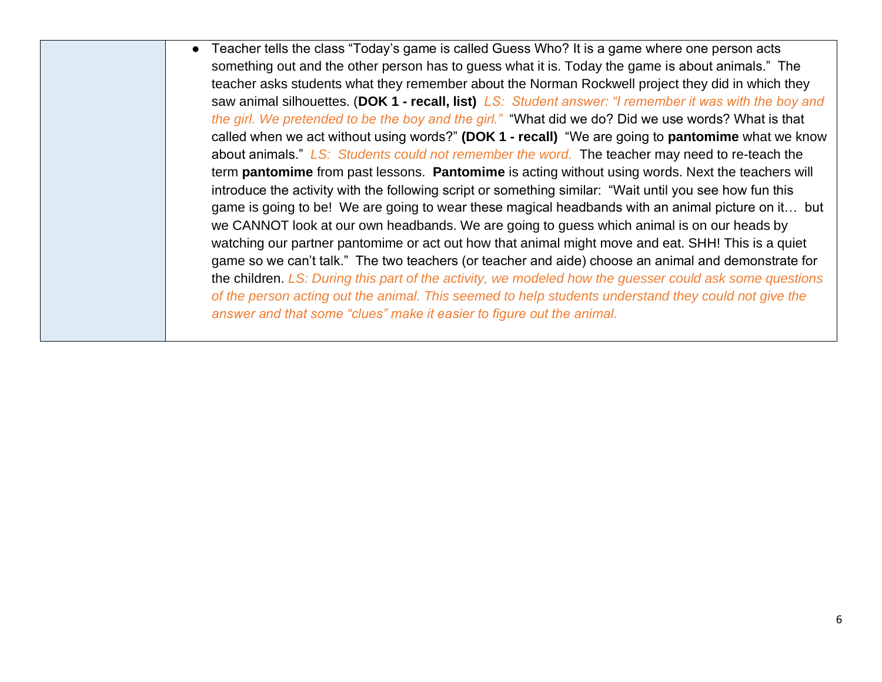| | |
|---|---|
| | - Teacher tells the class "Today's game is called Guess Who? It is a game where one person acts something out and the other person has to guess what it is. Today the game is about animals." The teacher asks students what they remember about the Norman Rockwell project they did in which they saw animal silhouettes. (**DOK 1 - recall, list)** *LS: Student answer: "I remember it was with the boy and the girl. We pretended to be the boy and the girl."* "What did we do? Did we use words? What is that called when we act without using words?" **(DOK 1 - recall)** "We are going to **pantomime** what we know about animals." *LS: Students could not remember the word.* The teacher may need to re-teach the term **pantomime** from past lessons. **Pantomime** is acting without using words. Next the teachers will introduce the activity with the following script or something similar: "Wait until you see how fun this game is going to be! We are going to wear these magical headbands with an animal picture on it… but we CANNOT look at our own headbands. We are going to guess which animal is on our heads by watching our partner pantomime or act out how that animal might move and eat. SHH! This is a quiet game so we can't talk." The two teachers (or teacher and aide) choose an animal and demonstrate for the children. *LS: During this part of the activity, we modeled how the guesser could ask some questions of the person acting out the animal. This seemed to help students understand they could not give the answer and that some "clues" make it easier to figure out the animal.* |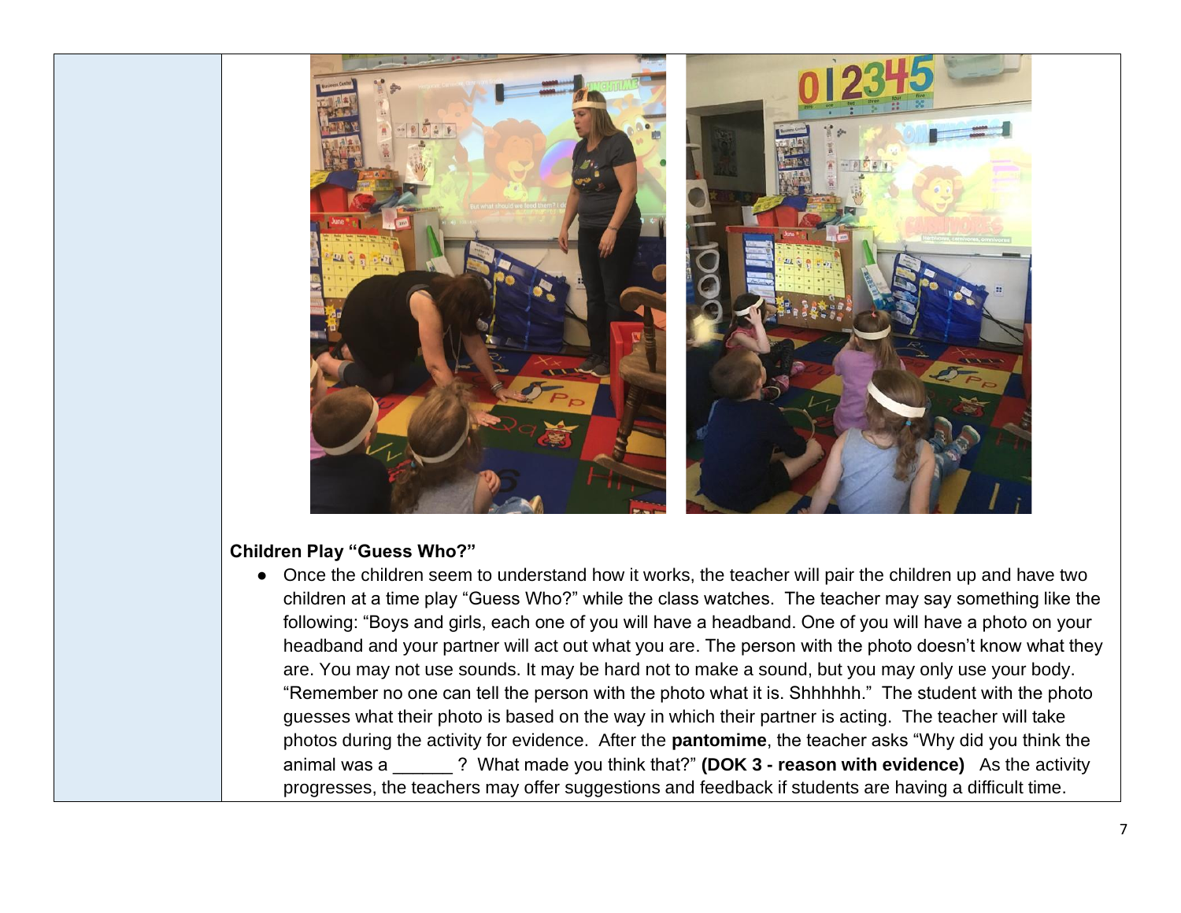**Children Play "Guess Who?"**

- Once the children seem to understand how it works, the teacher will pair the children up and have two children at a time play "Guess Who?" while the class watches. The teacher may say something like the following: "Boys and girls, each one of you will have a headband. One of you will have a photo on your headband and your partner will act out what you are. The person with the photo doesn't know what they are. You may not use sounds. It may be hard not to make a sound, but you may only use your body. "Remember no one can tell the person with the photo what it is. Shhhhhh." The student with the photo guesses what their photo is based on the way in which their partner is acting. The teacher will take photos during the activity for evidence. After the **pantomime**, the teacher asks "Why did you think the animal was a ______ ? What made you think that?" **(DOK 3 - reason with evidence)** As the activity progresses, the teachers may offer suggestions and feedback if students are having a difficult time.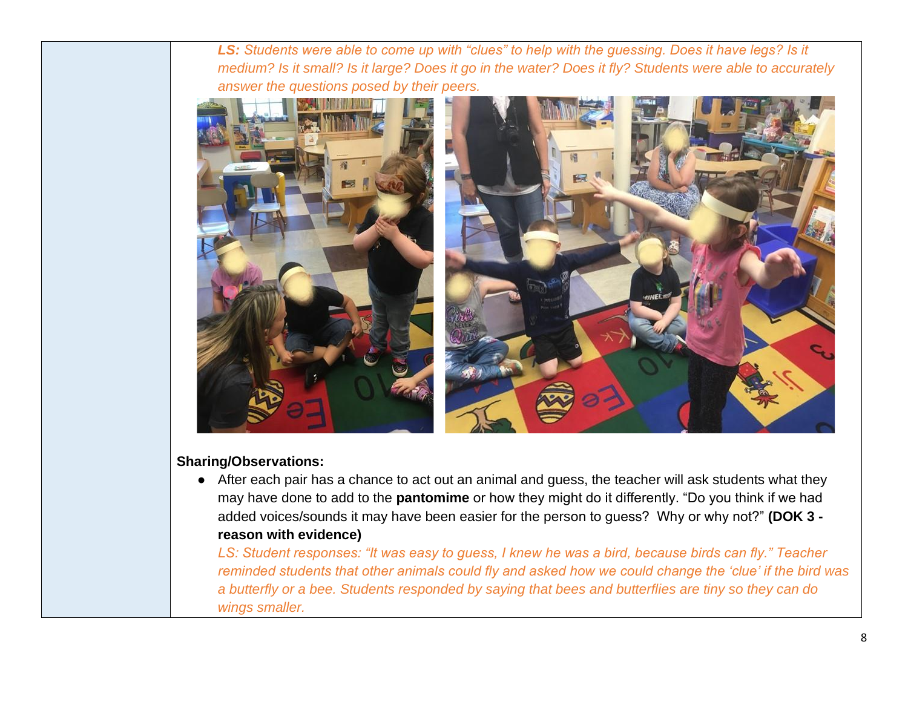***LS:*** *Students were able to come up with "clues" to help with the guessing. Does it have legs? Is it medium? Is it small? Is it large? Does it go in the water? Does it fly? Students were able to accurately answer the questions posed by their peers.*

**Sharing/Observations:**

- After each pair has a chance to act out an animal and guess, the teacher will ask students what they may have done to add to the **pantomime** or how they might do it differently. "Do you think if we had added voices/sounds it may have been easier for the person to guess? Why or why not?" **(DOK 3 - reason with evidence)**

  *LS: Student responses: "It was easy to guess, I knew he was a bird, because birds can fly." Teacher reminded students that other animals could fly and asked how we could change the 'clue' if the bird was a butterfly or a bee. Students responded by saying that bees and butterflies are tiny so they can do wings smaller.*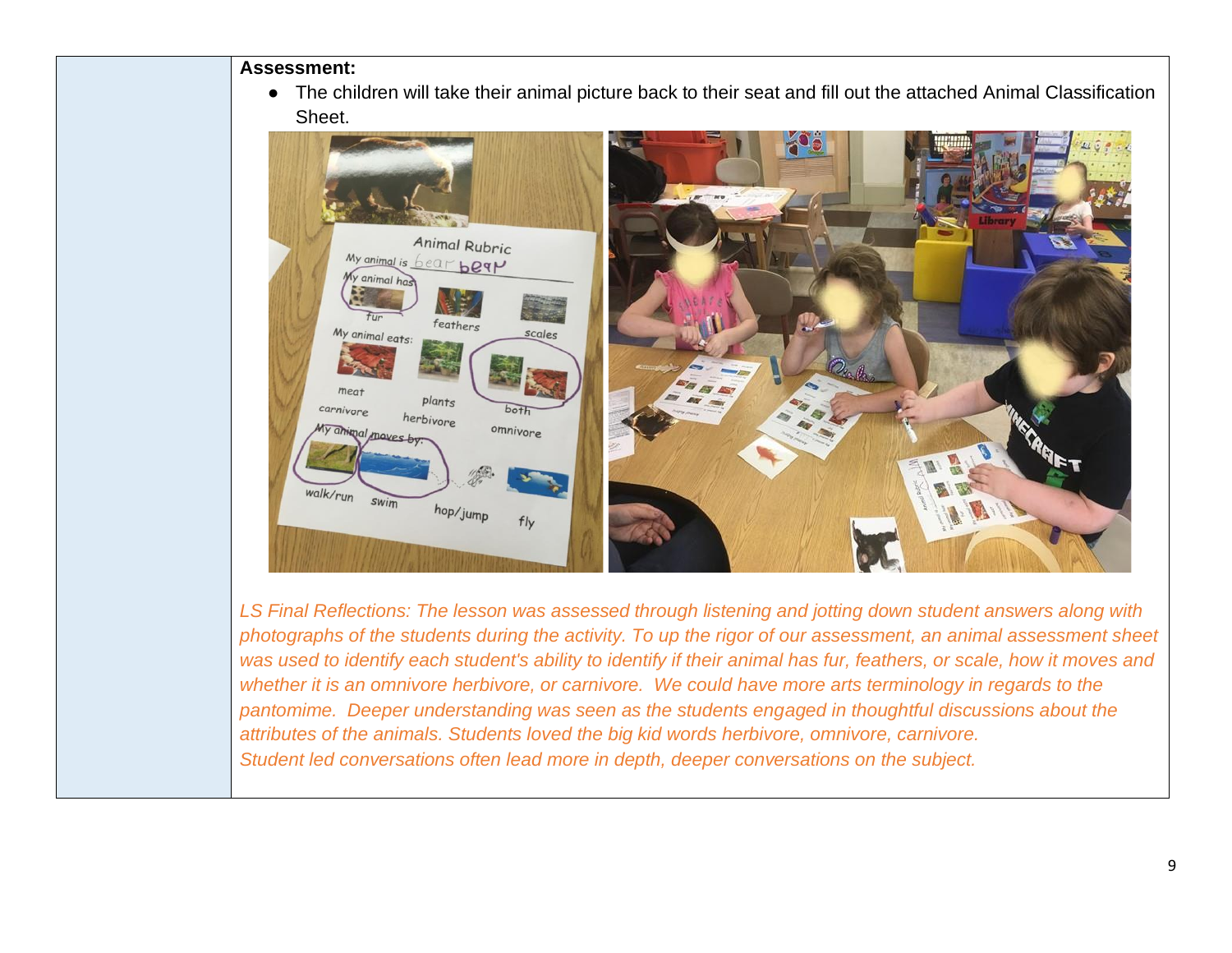**Assessment:**

- The children will take their animal picture back to their seat and fill out the attached Animal Classification Sheet.

*LS Final Reflections: The lesson was assessed through listening and jotting down student answers along with photographs of the students during the activity. To up the rigor of our assessment, an animal assessment sheet was used to identify each student's ability to identify if their animal has fur, feathers, or scale, how it moves and whether it is an omnivore herbivore, or carnivore. We could have more arts terminology in regards to the pantomime. Deeper understanding was seen as the students engaged in thoughtful discussions about the attributes of the animals. Students loved the big kid words herbivore, omnivore, carnivore.*
*Student led conversations often lead more in depth, deeper conversations on the subject.*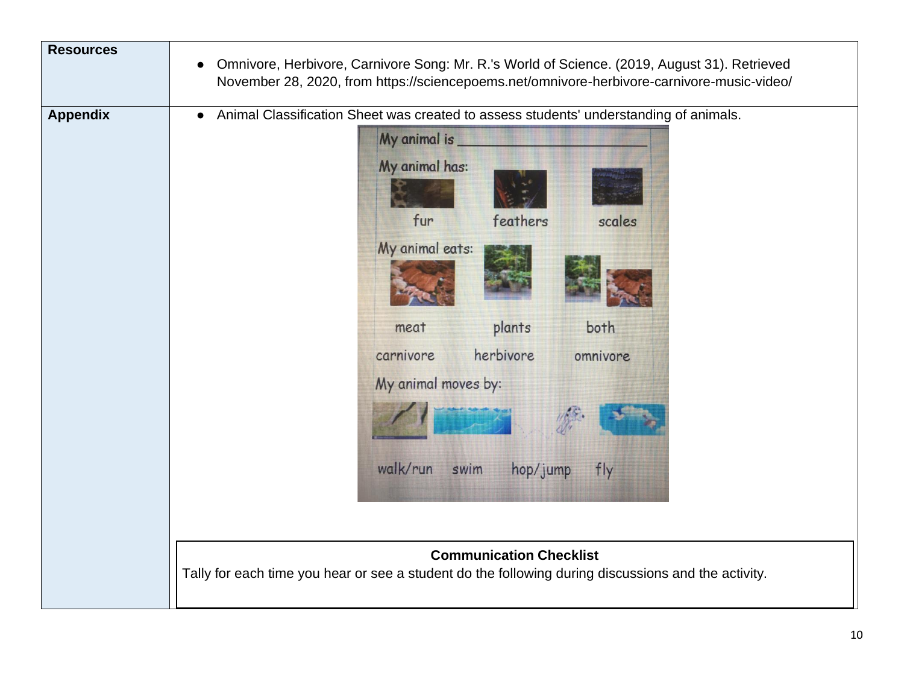| Resources | Omnivore, Herbivore, Carnivore Song: Mr. R.'s World of Science. (2019, August 31). Retrieved November 28, 2020, from https://sciencepoems.net/omnivore-herbivore-carnivore-music-video/ |
|---|---|
| Appendix | Animal Classification Sheet was created to assess students' understanding of animals. |

My animal is ____________________

My animal has:

fur    feathers    scales

My animal eats:

meat    plants    both

carnivore    herbivore    omnivore

My animal moves by:

walk/run    swim    hop/jump    fly

**Communication Checklist**

Tally for each time you hear or see a student do the following during discussions and the activity.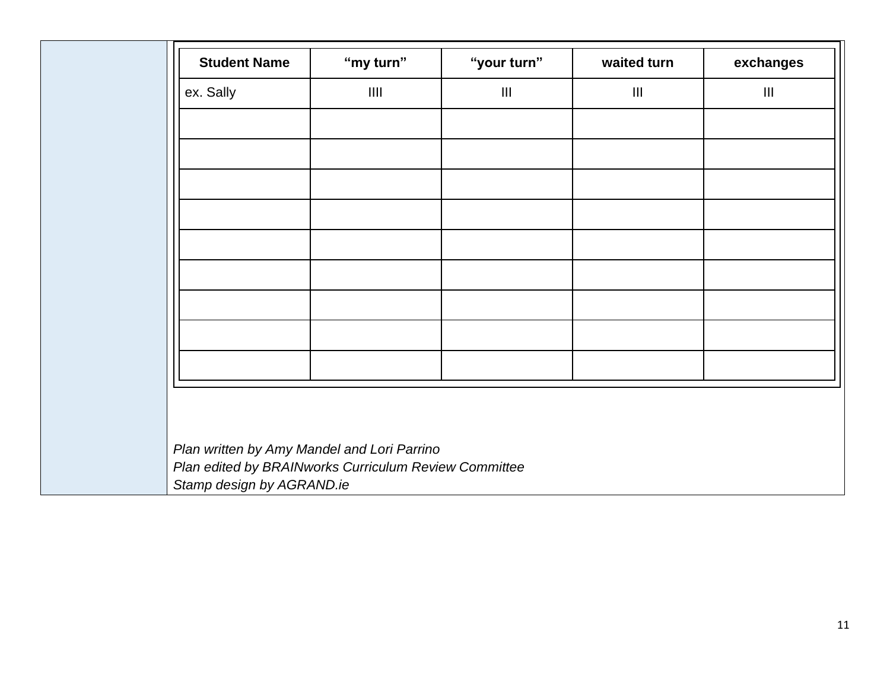| Student Name | "my turn" | "your turn" | waited turn | exchanges |
| --- | --- | --- | --- | --- |
| ex. Sally | IIII | III | III | III |
| | | | | |
| | | | | |
| | | | | |
| | | | | |
| | | | | |
| | | | | |
| | | | | |
| | | | | |
| | | | | |

*Plan written by Amy Mandel and Lori Parrino*
*Plan edited by BRAINworks Curriculum Review Committee*
*Stamp design by AGRAND.ie*